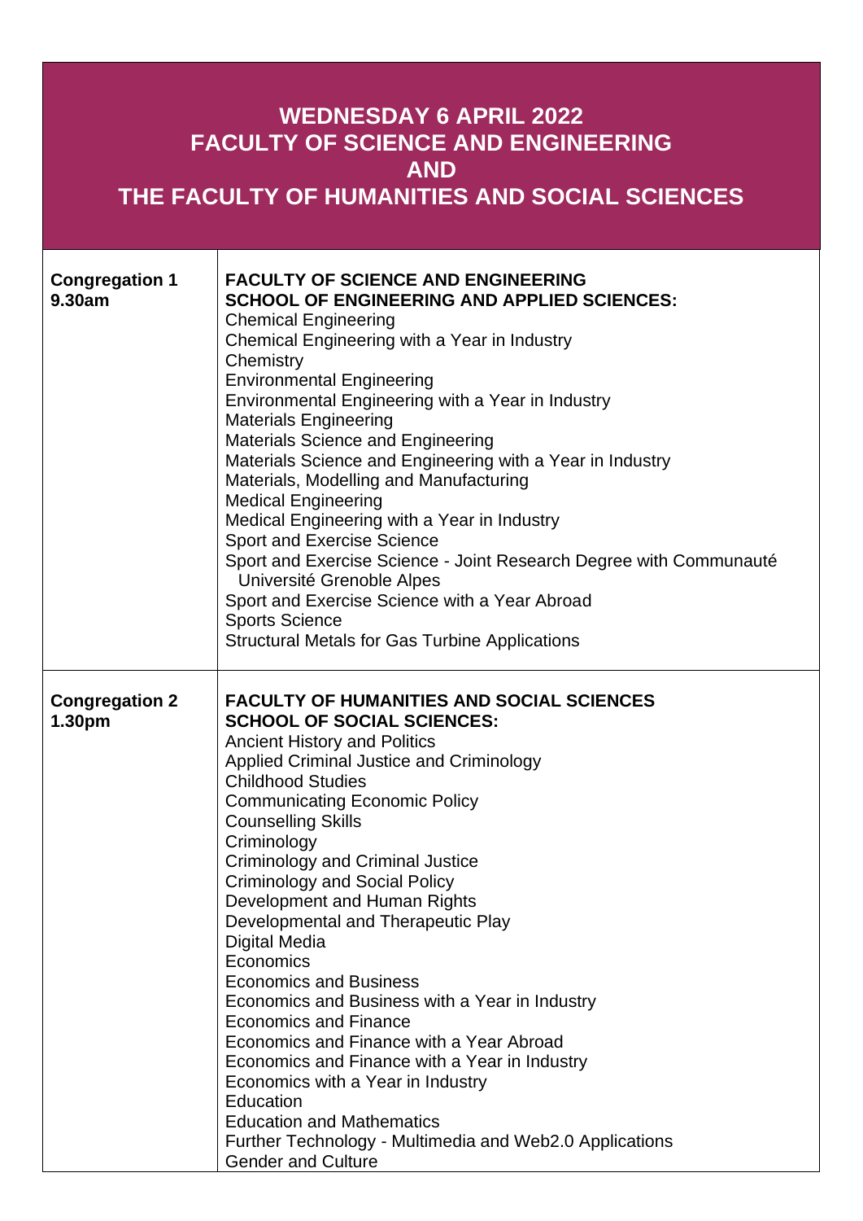# WEDNESDAY 6 APRIL 2022
# FACULTY OF SCIENCE AND ENGINEERING
# AND
# THE FACULTY OF HUMANITIES AND SOCIAL SCIENCES

| | |
|---|---|
| **Congregation 1**<br>**9.30am** | **FACULTY OF SCIENCE AND ENGINEERING**<br>**SCHOOL OF ENGINEERING AND APPLIED SCIENCES:**<br>Chemical Engineering<br>Chemical Engineering with a Year in Industry<br>Chemistry<br>Environmental Engineering<br>Environmental Engineering with a Year in Industry<br>Materials Engineering<br>Materials Science and Engineering<br>Materials Science and Engineering with a Year in Industry<br>Materials, Modelling and Manufacturing<br>Medical Engineering<br>Medical Engineering with a Year in Industry<br>Sport and Exercise Science<br>Sport and Exercise Science - Joint Research Degree with Communauté Université Grenoble Alpes<br>Sport and Exercise Science with a Year Abroad<br>Sports Science<br>Structural Metals for Gas Turbine Applications |
| **Congregation 2**<br>**1.30pm** | **FACULTY OF HUMANITIES AND SOCIAL SCIENCES**<br>**SCHOOL OF SOCIAL SCIENCES:**<br>Ancient History and Politics<br>Applied Criminal Justice and Criminology<br>Childhood Studies<br>Communicating Economic Policy<br>Counselling Skills<br>Criminology<br>Criminology and Criminal Justice<br>Criminology and Social Policy<br>Development and Human Rights<br>Developmental and Therapeutic Play<br>Digital Media<br>Economics<br>Economics and Business<br>Economics and Business with a Year in Industry<br>Economics and Finance<br>Economics and Finance with a Year Abroad<br>Economics and Finance with a Year in Industry<br>Economics with a Year in Industry<br>Education<br>Education and Mathematics<br>Further Technology - Multimedia and Web2.0 Applications<br>Gender and Culture |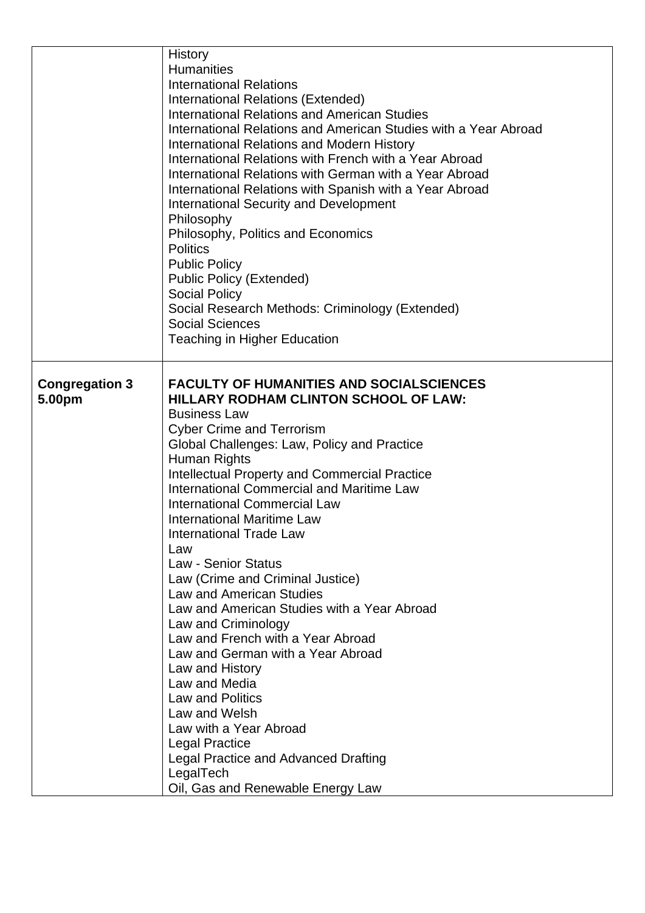| | |
|---|---|
| | History<br>Humanities<br>International Relations<br>International Relations (Extended)<br>International Relations and American Studies<br>International Relations and American Studies with a Year Abroad<br>International Relations and Modern History<br>International Relations with French with a Year Abroad<br>International Relations with German with a Year Abroad<br>International Relations with Spanish with a Year Abroad<br>International Security and Development<br>Philosophy<br>Philosophy, Politics and Economics<br>Politics<br>Public Policy<br>Public Policy (Extended)<br>Social Policy<br>Social Research Methods: Criminology (Extended)<br>Social Sciences<br>Teaching in Higher Education |
| **Congregation 3 5.00pm** | **FACULTY OF HUMANITIES AND SOCIALSCIENCES**<br>**HILLARY RODHAM CLINTON SCHOOL OF LAW:**<br>Business Law<br>Cyber Crime and Terrorism<br>Global Challenges: Law, Policy and Practice<br>Human Rights<br>Intellectual Property and Commercial Practice<br>International Commercial and Maritime Law<br>International Commercial Law<br>International Maritime Law<br>International Trade Law<br>Law<br>Law - Senior Status<br>Law (Crime and Criminal Justice)<br>Law and American Studies<br>Law and American Studies with a Year Abroad<br>Law and Criminology<br>Law and French with a Year Abroad<br>Law and German with a Year Abroad<br>Law and History<br>Law and Media<br>Law and Politics<br>Law and Welsh<br>Law with a Year Abroad<br>Legal Practice<br>Legal Practice and Advanced Drafting<br>LegalTech<br>Oil, Gas and Renewable Energy Law |